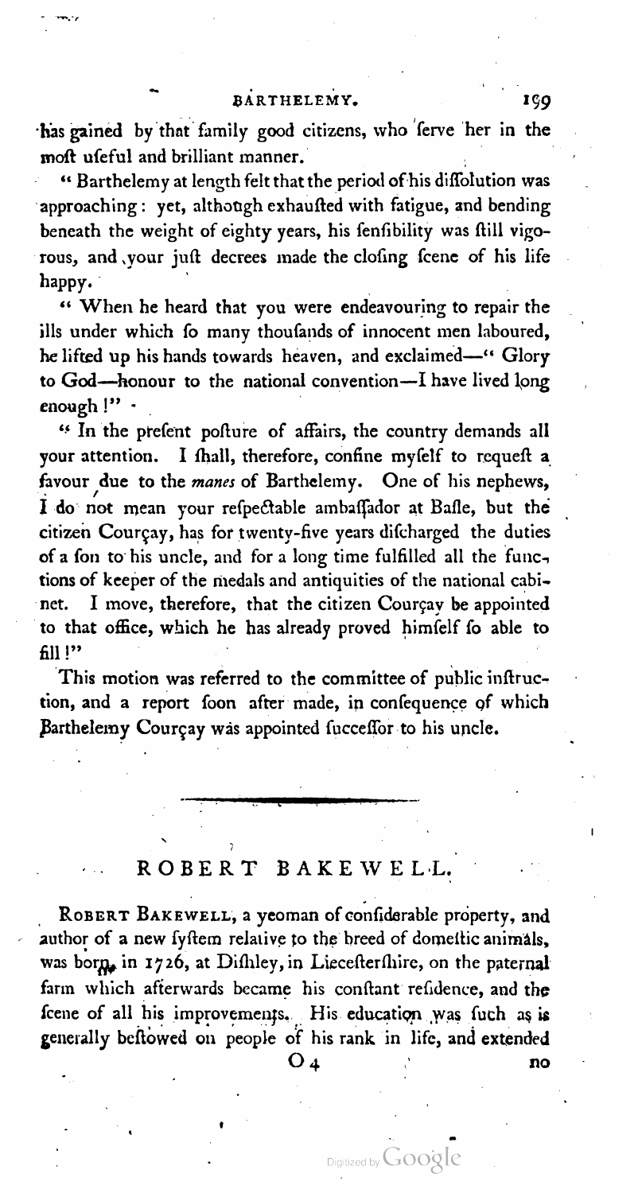has gained by that family good citizens, who serve her in the most useful and brilliant manner.

"Barthelemy at length felt that the period of his dissolution was approaching: yet, although exhausted with fatigue, and bending beneath the weight of eighty years, his sensibility was still vigorous, and your just decrees made the closing scene of his life happy.

"When he heard that you were endeavouring to repair the ills under which so many thousands of innocent men laboured, he lifted up his hands towards heaven, and exclaimed—" Glory to God—honour to the national convention—I have lived long enough!"

"In the present posture of affairs, the country demands all your attention. I shall, therefore, confine myself to request a favour due to the *manes* of Barthelemy. One of his nephews, I do not mean your respectable ambassador at Basle, but the citizen Courçay, has for twenty-five years discharged the duties of a son to his uncle, and for a long time fulfilled all the functions of keeper of the medals and antiquities of the national cabinet. I move, therefore, that the citizen Courçay be appointed to that office, which he has already proved himself so able to fill!"

This motion was referred to the committee of public instruction, and a report soon after made, in consequence of which Barthelemy Courçay was appointed successor to his uncle.

---

## ROBERT BAKEWELL.

Robert Bakewell, a yeoman of considerable property, and author of a new system relative to the breed of domestic animals, was born, in 1726, at Dishley, in Liecestershire, on the paternal farm which afterwards became his constant residence, and the scene of all his improvements. His education was such as is generally bestowed on people of his rank in life, and extended no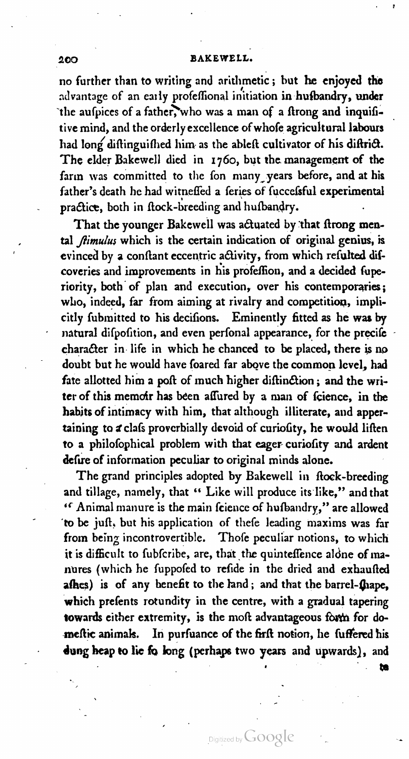no further than to writing and arithmetic; but he enjoyed the advantage of an early professional initiation in husbandry, under the auspices of a father, who was a man of a strong and inquisitive mind, and the orderly excellence of whose agricultural labours had long distinguished him as the ablest cultivator of his district. The elder Bakewell died in 1760, but the management of the farm was committed to the son many years before, and at his father's death he had witnessed a series of successful experimental practice, both in stock-breeding and husbandry.

That the younger Bakewell was actuated by that strong mental *stimulus* which is the certain indication of original genius, is evinced by a constant eccentric activity, from which resulted discoveries and improvements in his profession, and a decided superiority, both of plan and execution, over his contemporaries; who, indeed, far from aiming at rivalry and competition, implicitly submitted to his decisions. Eminently fitted as he was by natural disposition, and even personal appearance, for the precise character in life in which he chanced to be placed, there is no doubt but he would have soared far above the common level, had fate allotted him a post of much higher distinction; and the writer of this memoir has been assured by a man of science, in the habits of intimacy with him, that although illiterate, and appertaining to a class proverbially devoid of curiosity, he would listen to a philosophical problem with that eager curiosity and ardent desire of information peculiar to original minds alone.

The grand principles adopted by Bakewell in stock-breeding and tillage, namely, that "Like will produce its like," and that "Animal manure is the main science of husbandry," are allowed to be just, but his application of these leading maxims was far from being incontrovertible. Those peculiar notions, to which it is difficult to subscribe, are, that the quintessence alone of manures (which he supposed to reside in the dried and exhausted ashes) is of any benefit to the land; and that the barrel-shape, which presents rotundity in the centre, with a gradual tapering towards either extremity, is the most advantageous form for domestic animals. In pursuance of the first notion, he suffered his dung heap to lie so long (perhaps two years and upwards), and to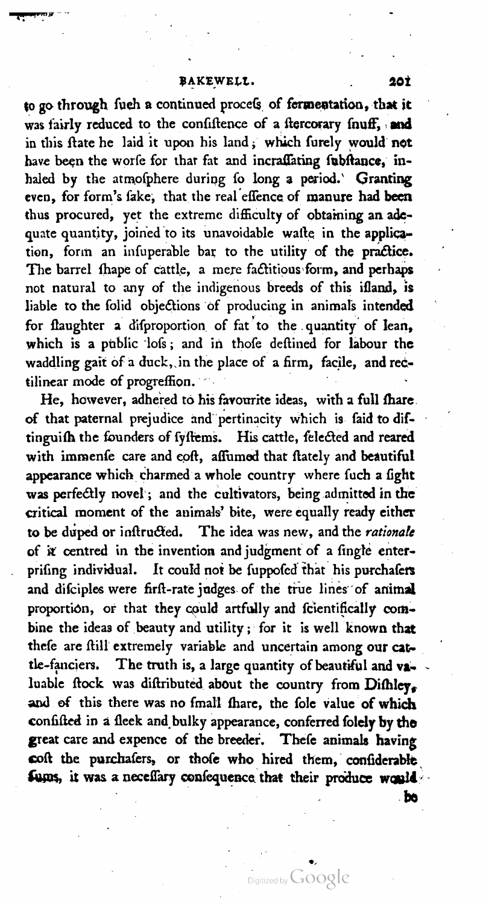to go through ſuch a continued proceſs of fermentation, that it was fairly reduced to the conſiſtence of a ſtercorary ſnuff, and in this ſtate he laid it upon his land; which ſurely would not have been the worſe for that fat and incraſſating ſubſtance, inhaled by the atmoſphere during ſo long a period.' Granting even, for form's ſake, that the real eſſence of manure had been thus procured, yet the extreme difficulty of obtaining an adequate quantity, joined to its unavoidable waſte in the application, form an inſuperable bar to the utility of the practice. The barrel ſhape of cattle, a mere factitious form, and perhaps not natural to any of the indigenous breeds of this iſland, is liable to the ſolid objections of producing in animals intended for ſlaughter a diſproportion of fat to the quantity of lean, which is a public loſs; and in thoſe deſtined for labour the waddling gait of a duck, in the place of a firm, facile, and rectilinear mode of progreſſion.

He, however, adhered to his favourite ideas, with a full ſhare of that paternal prejudice and pertinacity which is ſaid to diſtinguiſh the founders of ſyſtems. His cattle, ſelected and reared with immenſe care and coſt, aſſumed that ſtately and beautiful appearance which charmed a whole country where ſuch a ſight was perfectly novel; and the cultivators, being admitted in the critical moment of the animals' bite, were equally ready either to be duped or inſtructed. The idea was new, and the *rationale* of it centred in the invention and judgment of a ſingle enterpriſing individual. It could not be ſuppoſed that his purchaſers and diſciples were firſt-rate judges of the true lines of animal proportion, or that they could artfully and ſcientifically combine the ideas of beauty and utility; for it is well known that theſe are ſtill extremely variable and uncertain among our cattle-fanciers. The truth is, a large quantity of beautiful and valuable ſtock was diſtributed about the country from Diſhley, and of this there was no ſmall ſhare, the ſole value of which conſiſted in a ſleek and bulky appearance, conferred ſolely by the great care and expence of the breeder. Theſe animals having coſt the purchaſers, or thoſe who hired them, conſiderable ſums, it was a neceſſary conſequence that their produce would be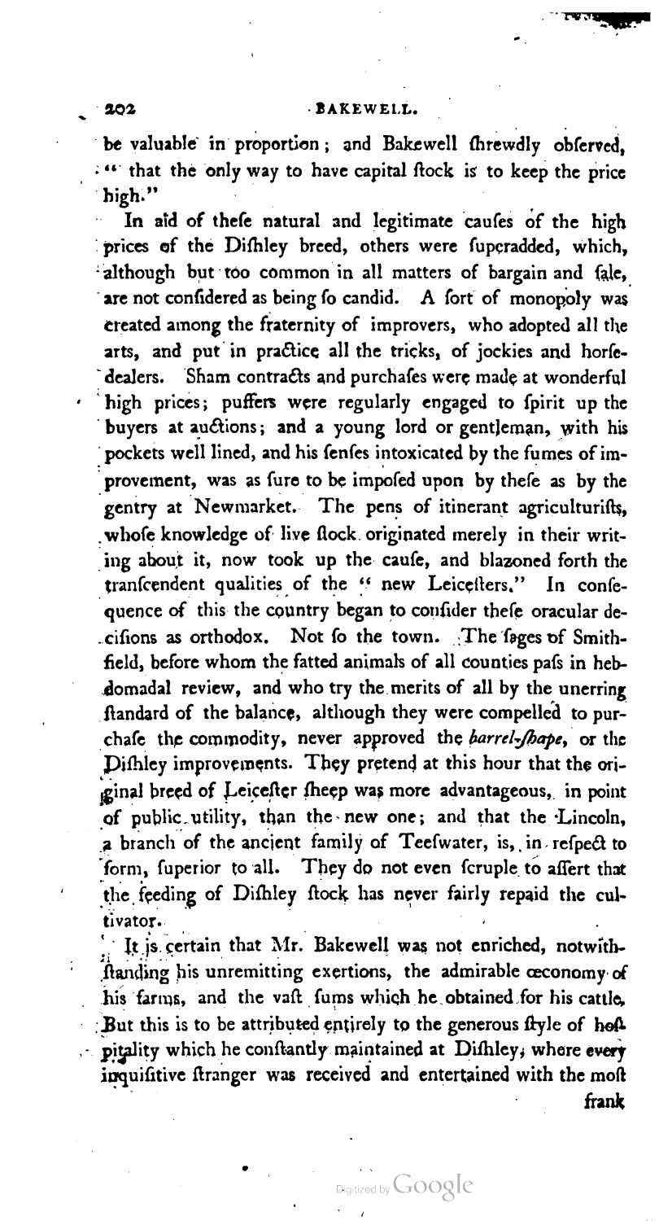be valuable in proportion; and Bakewell ſhrewdly obſerved, "that the only way to have capital ſtock is to keep the price high."

In aid of theſe natural and legitimate cauſes of the high prices of the Diſhley breed, others were ſuperadded, which, although but too common in all matters of bargain and ſale, are not conſidered as being ſo candid. A ſort of monopoly was created among the fraternity of improvers, who adopted all the arts, and put in practice all the tricks, of jockies and horſe-dealers. Sham contracts and purchaſes were made at wonderful high prices; puffers were regularly engaged to ſpirit up the buyers at auctions; and a young lord or gentleman, with his pockets well lined, and his ſenſes intoxicated by the fumes of improvement, was as ſure to be impoſed upon by theſe as by the gentry at Newmarket. The pens of itinerant agriculturiſts, whoſe knowledge of live ſtock originated merely in their writing about it, now took up the cauſe, and blazoned forth the tranſcendent qualities of the "new Leiceſters." In conſequence of this the country began to conſider theſe oracular deciſions as orthodox. Not ſo the town. The ſages of Smithfield, before whom the fatted animals of all counties paſs in hebdomadal review, and who try the merits of all by the unerring ſtandard of the balance, although they were compelled to purchaſe the commodity, never approved the *barrel-ſhape*, or the Diſhley improvements. They pretend at this hour that the original breed of Leiceſter ſheep was more advantageous, in point of public utility, than the new one; and that the Lincoln, a branch of the ancient family of Teeſwater, is, in reſpect to form, ſuperior to all. They do not even ſcruple to aſſert that the feeding of Diſhley ſtock has never fairly repaid the cultivator.

It is certain that Mr. Bakewell was not enriched, notwithſtanding his unremitting exertions, the admirable œconomy of his farms, and the vaſt ſums which he obtained for his cattle. But this is to be attributed entirely to the generous ſtyle of hoſpitality which he conſtantly maintained at Diſhley, where every inquiſitive ſtranger was received and entertained with the moſt frank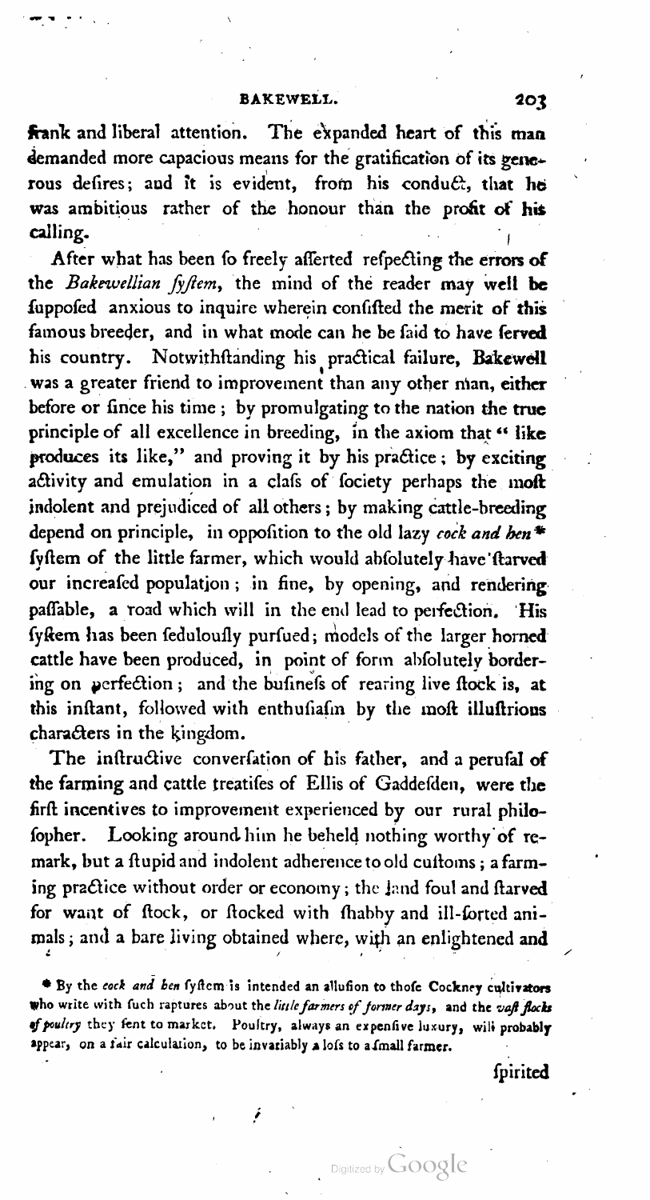frank and liberal attention. The expanded heart of this man demanded more capacious means for the gratification of its generous desires; and it is evident, from his conduct, that he was ambitious rather of the honour than the profit of his calling.

After what has been so freely asserted respecting the errors of the *Bakewellian system*, the mind of the reader may well be supposed anxious to inquire wherein consisted the merit of this famous breeder, and in what mode can he be said to have served his country. Notwithstanding his practical failure, Bakewell was a greater friend to improvement than any other man, either before or since his time; by promulgating to the nation the true principle of all excellence in breeding, in the axiom that "like produces its like," and proving it by his practice; by exciting activity and emulation in a class of society perhaps the most indolent and prejudiced of all others; by making cattle-breeding depend on principle, in opposition to the old lazy *cock and hen** system of the little farmer, which would absolutely have starved our increased population; in fine, by opening, and rendering passable, a road which will in the end lead to perfection. His system has been sedulously pursued; models of the larger horned cattle have been produced, in point of form absolutely bordering on perfection; and the business of rearing live stock is, at this instant, followed with enthusiasm by the most illustrious characters in the kingdom.

The instructive conversation of his father, and a perusal of the farming and cattle treatises of Ellis of Gaddesden, were the first incentives to improvement experienced by our rural philosopher. Looking around him he beheld nothing worthy of remark, but a stupid and indolent adherence to old customs; a farming practice without order or economy; the land foul and starved for want of stock, or stocked with shabby and ill-sorted animals; and a bare living obtained where, with an enlightened and spirited

\* By the *cock and hen* system is intended an allusion to those Cockney cultivators who write with such raptures about the *little farmers of former days*, and the *vast flocks of poultry* they sent to market. Poultry, always an expensive luxury, will probably appear, on a fair calculation, to be invariably a loss to a small farmer.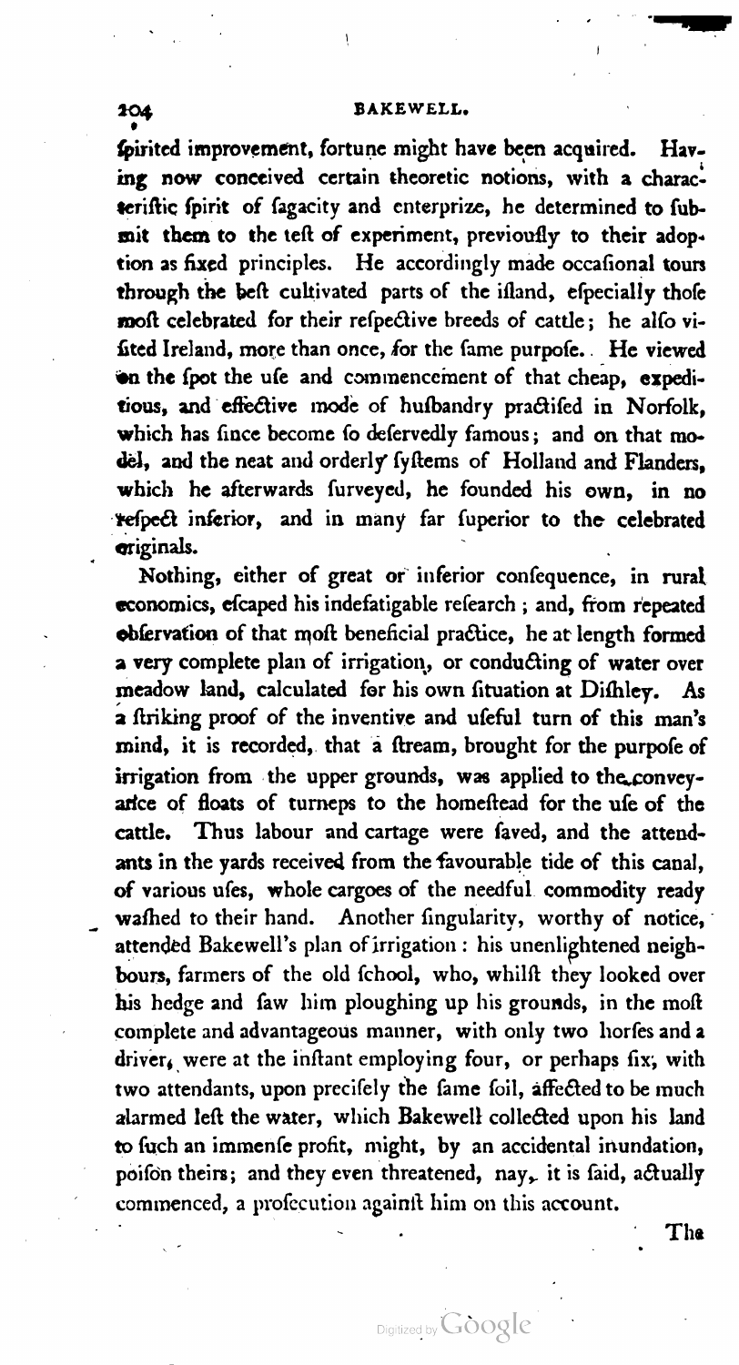ſpirited improvement, fortune might have been acquired. Having now conceived certain theoretic notions, with a characteriſtic ſpirit of ſagacity and enterprize, he determined to ſubmit them to the teſt of experiment, previouſly to their adoption as fixed principles. He accordingly made occaſional tours through the beſt cultivated parts of the iſland, eſpecially thoſe moſt celebrated for their reſpective breeds of cattle; he alſo viſited Ireland, more than once, for the ſame purpoſe. He viewed on the ſpot the uſe and commencement of that cheap, expeditious, and effective mode of huſbandry practiſed in Norfolk, which has ſince become ſo deſervedly famous; and on that model, and the neat and orderly ſyſtems of Holland and Flanders, which he afterwards ſurveyed, he founded his own, in no reſpect inferior, and in many far ſuperior to the celebrated originals.

Nothing, either of great or inferior conſequence, in rural economics, eſcaped his indefatigable reſearch; and, from repeated obſervation of that moſt beneficial practice, he at length formed a very complete plan of irrigation, or conducting of water over meadow land, calculated for his own ſituation at Diſhley. As a ſtriking proof of the inventive and uſeful turn of this man's mind, it is recorded, that a ſtream, brought for the purpoſe of irrigation from the upper grounds, was applied to the conveyance of floats of turneps to the homeſtead for the uſe of the cattle. Thus labour and cartage were ſaved, and the attendants in the yards received from the favourable tide of this canal, of various uſes, whole cargoes of the needful commodity ready waſhed to their hand. Another ſingularity, worthy of notice, attended Bakewell's plan of irrigation: his unenlightened neighbours, farmers of the old ſchool, who, whilſt they looked over his hedge and ſaw him ploughing up his grounds, in the moſt complete and advantageous manner, with only two horſes and a driver, were at the inſtant employing four, or perhaps ſix, with two attendants, upon preciſely the ſame ſoil, affected to be much alarmed leſt the water, which Bakewell collected upon his land to ſuch an immenſe profit, might, by an accidental inundation, poiſon theirs; and they even threatened, nay, it is ſaid, actually commenced, a proſecution againſt him on this account.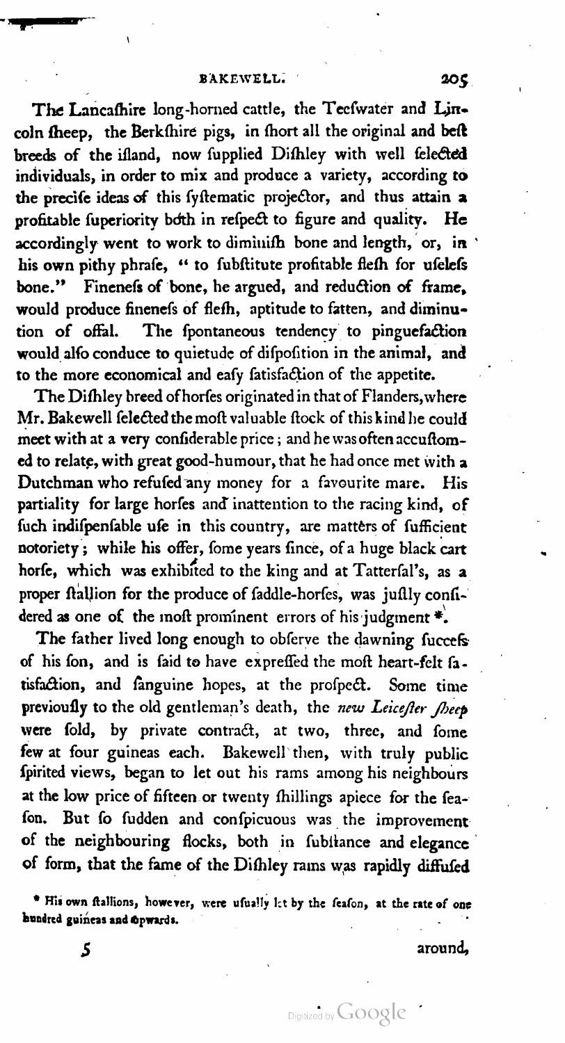The Lancafhire long-horned cattle, the Teefwater and Lincoln fheep, the Berkfhire pigs, in fhort all the original and beft breeds of the ifland, now fupplied Difhley with well felected individuals, in order to mix and produce a variety, according to the precife ideas of this fyftematic projector, and thus attain a profitable fuperiority both in refpect to figure and quality. He accordingly went to work to diminifh bone and length, or, in his own pithy phrafe, "to fubftitute profitable flefh for ufelefs bone." Finenefs of bone, he argued, and reduction of frame, would produce finenefs of flefh, aptitude to fatten, and diminution of offal. The fpontaneous tendency to pinguefaction would alfo conduce to quietude of difpofition in the animal, and to the more economical and eafy fatisfaction of the appetite.

The Difhley breed of horfes originated in that of Flanders, where Mr. Bakewell felected the moft valuable ftock of this kind he could meet with at a very confiderable price; and he was often accuftomed to relate, with great good-humour, that he had once met with a Dutchman who refufed any money for a favourite mare. His partiality for large horfes and inattention to the racing kind, of fuch indifpenfable ufe in this country, are matters of fufficient notoriety; while his offer, fome years fince, of a huge black cart horfe, which was exhibited to the king and at Tatterfal's, as a proper ftallion for the produce of faddle-horfes, was juftly confidered as one of the moft prominent errors of his judgment *.

The father lived long enough to obferve the dawning fuccefs of his fon, and is faid to have expreffed the moft heart-felt fatisfaction, and fanguine hopes, at the profpect. Some time previoufly to the old gentleman's death, the *new Leicefter fheep* were fold, by private contract, at two, three, and fome few at four guineas each. Bakewell then, with truly public fpirited views, began to let out his rams among his neighbours at the low price of fifteen or twenty fhillings apiece for the feafon. But fo fudden and confpicuous was the improvement of the neighbouring flocks, both in fubftance and elegance of form, that the fame of the Difhley rams was rapidly diffufed around,

* His own ftallions, however, were ufually let by the feafon, at the rate of one hundred guineas and upwards.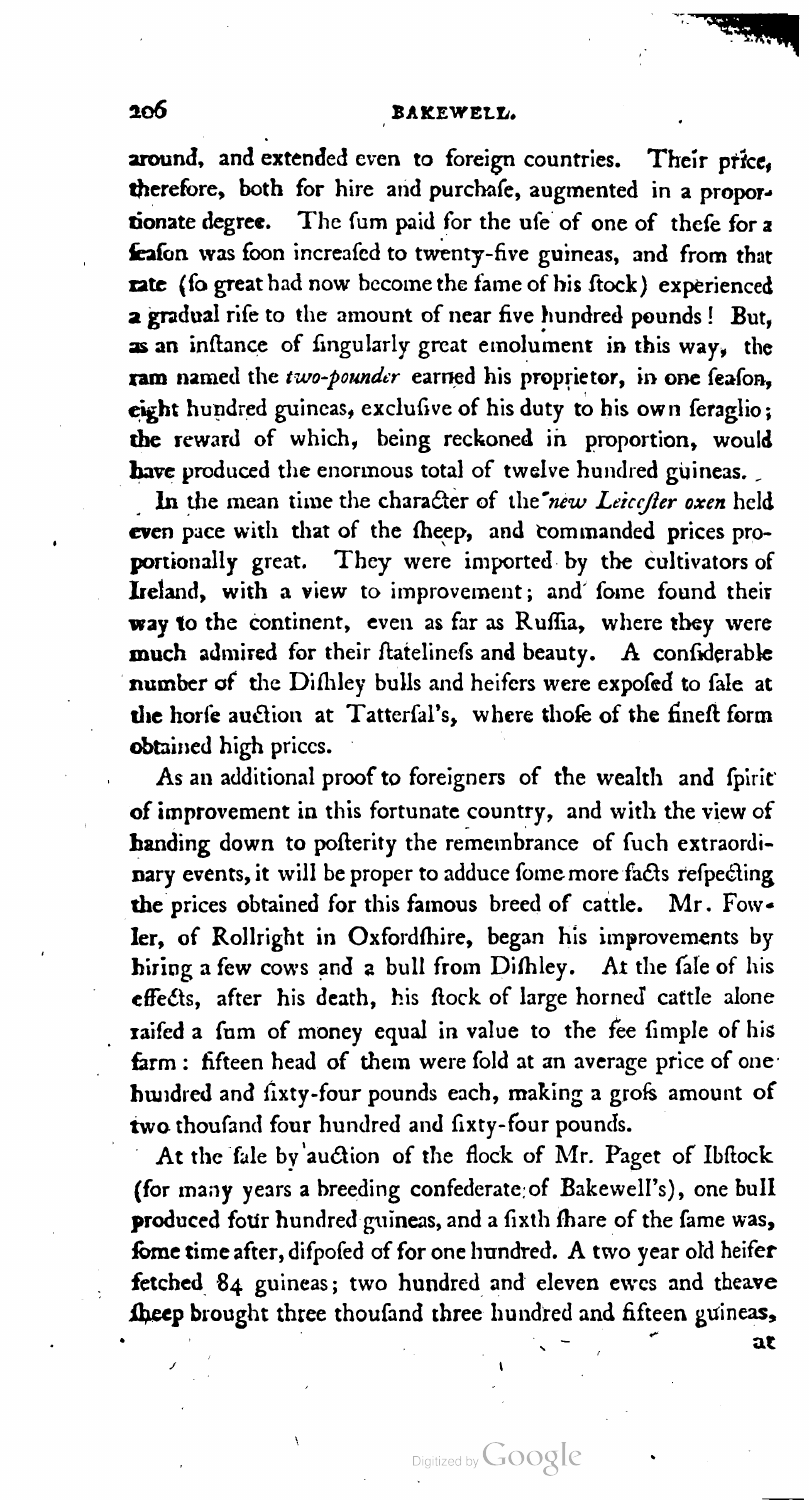around, and extended even to foreign countries. Their price, therefore, both for hire and purchafe, augmented in a proportionate degree. The fum paid for the ufe of one of thefe for a feafon was foon increafed to twenty-five guineas, and from that rate (fo great had now become the fame of his ftock) experienced a gradual rife to the amount of near five hundred pounds! But, as an inftance of fingularly great emolument in this way, the ram named the *two-pounder* earned his proprietor, in one feafon, eight hundred guineas, exclufive of his duty to his own feraglio; the reward of which, being reckoned in proportion, would have produced the enormous total of twelve hundred guineas.

In the mean time the character of the *new Leicefter oxen* held even pace with that of the fheep, and commanded prices proportionally great. They were imported by the cultivators of Ireland, with a view to improvement; and fome found their way to the continent, even as far as Ruffia, where they were much admired for their ftatelinefs and beauty. A confiderable number of the Difhley bulls and heifers were expofed to fale at the horfe auction at Tatterfal's, where thofe of the fineft form obtained high prices.

As an additional proof to foreigners of the wealth and fpirit of improvement in this fortunate country, and with the view of handing down to pofterity the remembrance of fuch extraordinary events, it will be proper to adduce fome more facts refpecting the prices obtained for this famous breed of cattle. Mr. Fowler, of Rollright in Oxfordfhire, began his improvements by hiring a few cows and a bull from Difhley. At the fale of his effects, after his death, his ftock of large horned cattle alone raifed a fum of money equal in value to the fee fimple of his farm: fifteen head of them were fold at an average price of one hundred and fixty-four pounds each, making a grofs amount of two thoufand four hundred and fixty-four pounds.

At the fale by auction of the flock of Mr. Paget of Ibftock (for many years a breeding confederate of Bakewell's), one bull produced four hundred guineas, and a fixth fhare of the fame was, fome time after, difpofed of for one hundred. A two year old heifer fetched 84 guineas; two hundred and eleven ewes and theave fheep brought three thoufand three hundred and fifteen guineas, at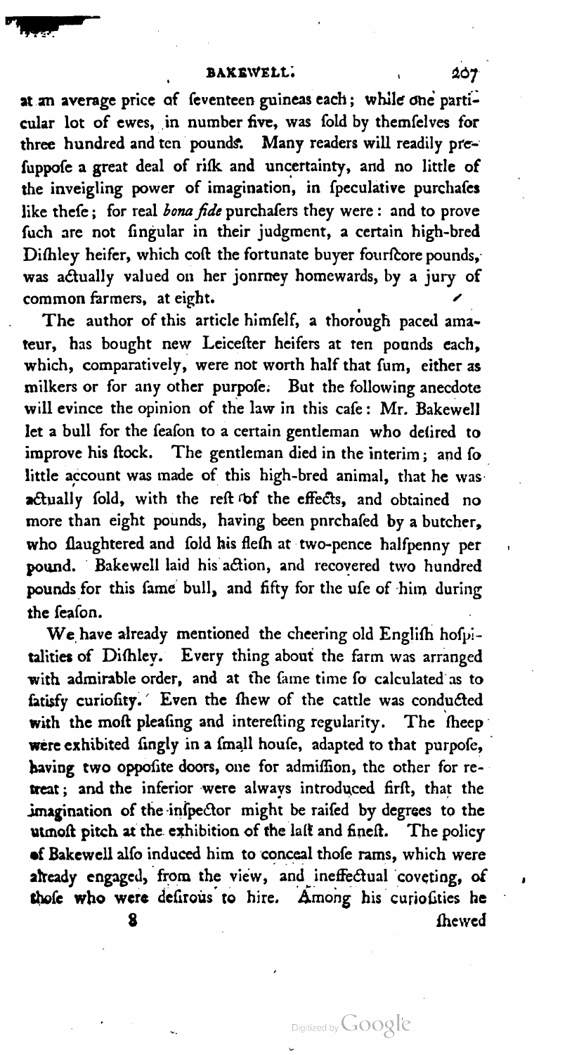at an average price of feventeen guineas each; while one particular lot of ewes, in number five, was fold by themfelves for three hundred and ten pounds. Many readers will readily prefuppofe a great deal of rifk and uncertainty, and no little of the inveigling power of imagination, in fpeculative purchafes like thefe; for real *bona fide* purchafers they were: and to prove fuch are not fingular in their judgment, a certain high-bred Difhley heifer, which coft the fortunate buyer fourfcore pounds, was actually valued on her jonrney homewards, by a jury of common farmers, at eight.

The author of this article himfelf, a thorough paced amateur, has bought new Leicefter heifers at ten pounds each, which, comparatively, were not worth half that fum, either as milkers or for any other purpofe. But the following anecdote will evince the opinion of the law in this cafe: Mr. Bakewell let a bull for the feafon to a certain gentleman who defired to improve his ftock. The gentleman died in the interim; and fo little account was made of this high-bred animal, that he was actually fold, with the reft of the effects, and obtained no more than eight pounds, having been pnrchafed by a butcher, who flaughtered and fold his flefh at two-pence halfpenny per pound. Bakewell laid his action, and recovered two hundred pounds for this fame bull, and fifty for the ufe of him during the feafon.

We have already mentioned the cheering old Englifh hofpitalities of Difhley. Every thing about the farm was arranged with admirable order, and at the fame time fo calculated as to fatisfy curiofity. Even the fhew of the cattle was conducted with the moft pleafing and interefting regularity. The fheep were exhibited fingly in a fmall houfe, adapted to that purpofe, having two oppofite doors, one for admiffion, the other for retreat; and the inferior were always introduced firft, that the imagination of the infpector might be raifed by degrees to the utmoft pitch at the exhibition of the laft and fineft. The policy of Bakewell alfo induced him to conceal thofe rams, which were already engaged, from the view, and ineffectual coveting, of thofe who were defirous to hire. Among his curiofities he fhewed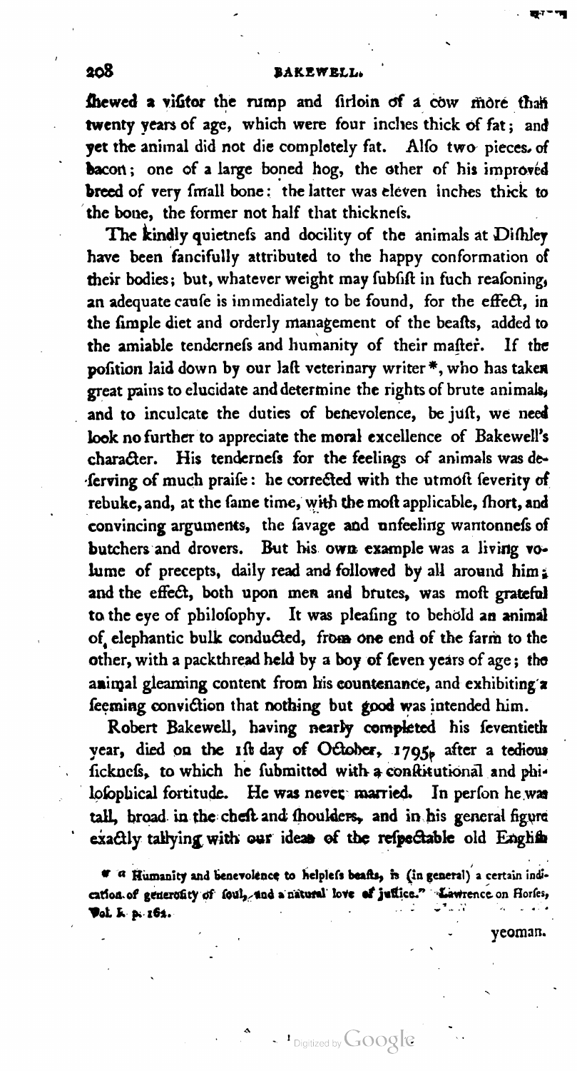ſhewed a viſitor the rump and ſirloin of a cow more than twenty years of age, which were four inches thick of fat; and yet the animal did not die completely fat. Alſo two pieces of bacon; one of a large boned hog, the other of his improved breed of very ſmall bone: the latter was eleven inches thick to the bone, the former not half that thickneſs.

The kindly quietneſs and docility of the animals at Diſhley have been fancifully attributed to the happy conformation of their bodies; but, whatever weight may ſubſiſt in ſuch reaſoning, an adequate cauſe is immediately to be found, for the effect, in the ſimple diet and orderly management of the beaſts, added to the amiable tenderneſs and humanity of their maſter. If the poſition laid down by our laſt veterinary writer*, who has taken great pains to elucidate and determine the rights of brute animals, and to inculcate the duties of benevolence, be juſt, we need look no further to appreciate the moral excellence of Bakewell's character. His tenderneſs for the feelings of animals was deſerving of much praiſe: he corrected with the utmoſt ſeverity of rebuke, and, at the ſame time, with the moſt applicable, ſhort, and convincing arguments, the ſavage and unfeeling wantonneſs of butchers and drovers. But his own example was a living volume of precepts, daily read and followed by all around him; and the effect, both upon men and brutes, was moſt grateful to the eye of philoſophy. It was pleaſing to behold an animal of elephantic bulk conducted, from one end of the farm to the other, with a packthread held by a boy of ſeven years of age; the animal gleaming content from his countenance, and exhibiting a ſeeming conviction that nothing but good was intended him.

Robert Bakewell, having nearly completed his ſeventieth year, died on the 1ſt day of October, 1795, after a tedious ſickneſs, to which he ſubmitted with a conſtitutional and philoſophical fortitude. He was never married. In perſon he was tall, broad in the cheſt and ſhoulders, and in his general figure exactly tallying with our ideas of the reſpectable old Engliſh yeoman.

* "Humanity and benevolence to helpleſs beaſts, is (in general) a certain indication of generoſity of ſoul, and a natural love of juſtice." Lawrence on Horſes, Vol. I. p. 162.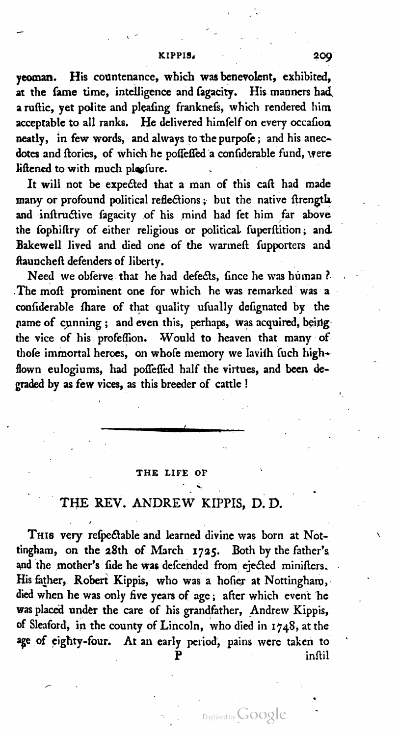yeoman. His countenance, which was benevolent, exhibited, at the fame time, intelligence and fagacity. His manners had a ruftic, yet polite and pleafing franknefs, which rendered him acceptable to all ranks. He delivered himfelf on every occafion neatly, in few words, and always to the purpofe; and his anecdotes and ftories, of which he poffeffed a confiderable fund, were liftened to with much pleafure.

It will not be expected that a man of this caft had made many or profound political reflections; but the native ftrength and inftructive fagacity of his mind had fet him far above the fophiftry of either religious or political fuperftition; and Bakewell lived and died one of the warmeft fupporters and ftaunchеft defenders of liberty.

Need we obferve that he had defects, fince he was húman? The moft prominent one for which he was remarked was a confiderable fhare of that quality ufually defignated by the name of cunning; and even this, perhaps, was acquired, being the vice of his profeffion. Would to heaven that many of thofe immortal heroes, on whofe memory we lavifh fuch high-flown eulogiums, had poffeffed half the virtues, and been degraded by as few vices, as this breeder of cattle!

---

THE LIFE OF

## THE REV. ANDREW KIPPIS, D. D.

THIS very refpectable and learned divine was born at Nottingham, on the 28th of March 1725. Both by the father's and the mother's fide he was defcended from ejected minifters. His father, Robert Kippis, who was a hofier at Nottingham, died when he was only five years of age; after which event he was placed under the care of his grandfather, Andrew Kippis, of Sleaford, in the county of Lincoln, who died in 1748, at the age of eighty-four. At an early period, pains were taken to inftil